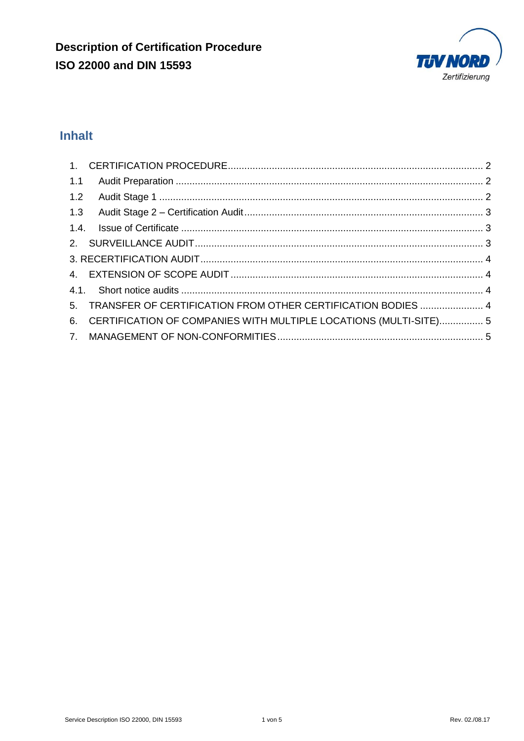# Description of Certification Procedure
# ISO 22000 and DIN 15593

TÜV NORD Zertifizierung

## Inhalt

1. CERTIFICATION PROCEDURE ..... 2
   - 1.1 Audit Preparation ..... 2
   - 1.2 Audit Stage 1 ..... 2
   - 1.3 Audit Stage 2 – Certification Audit ..... 3
   - 1.4. Issue of Certificate ..... 3
2. SURVEILLANCE AUDIT ..... 3
3. RECERTIFICATION AUDIT ..... 4
4. EXTENSION OF SCOPE AUDIT ..... 4
   - 4.1. Short notice audits ..... 4
5. TRANSFER OF CERTIFICATION FROM OTHER CERTIFICATION BODIES ..... 4
6. CERTIFICATION OF COMPANIES WITH MULTIPLE LOCATIONS (MULTI-SITE) ..... 5
7. MANAGEMENT OF NON-CONFORMITIES ..... 5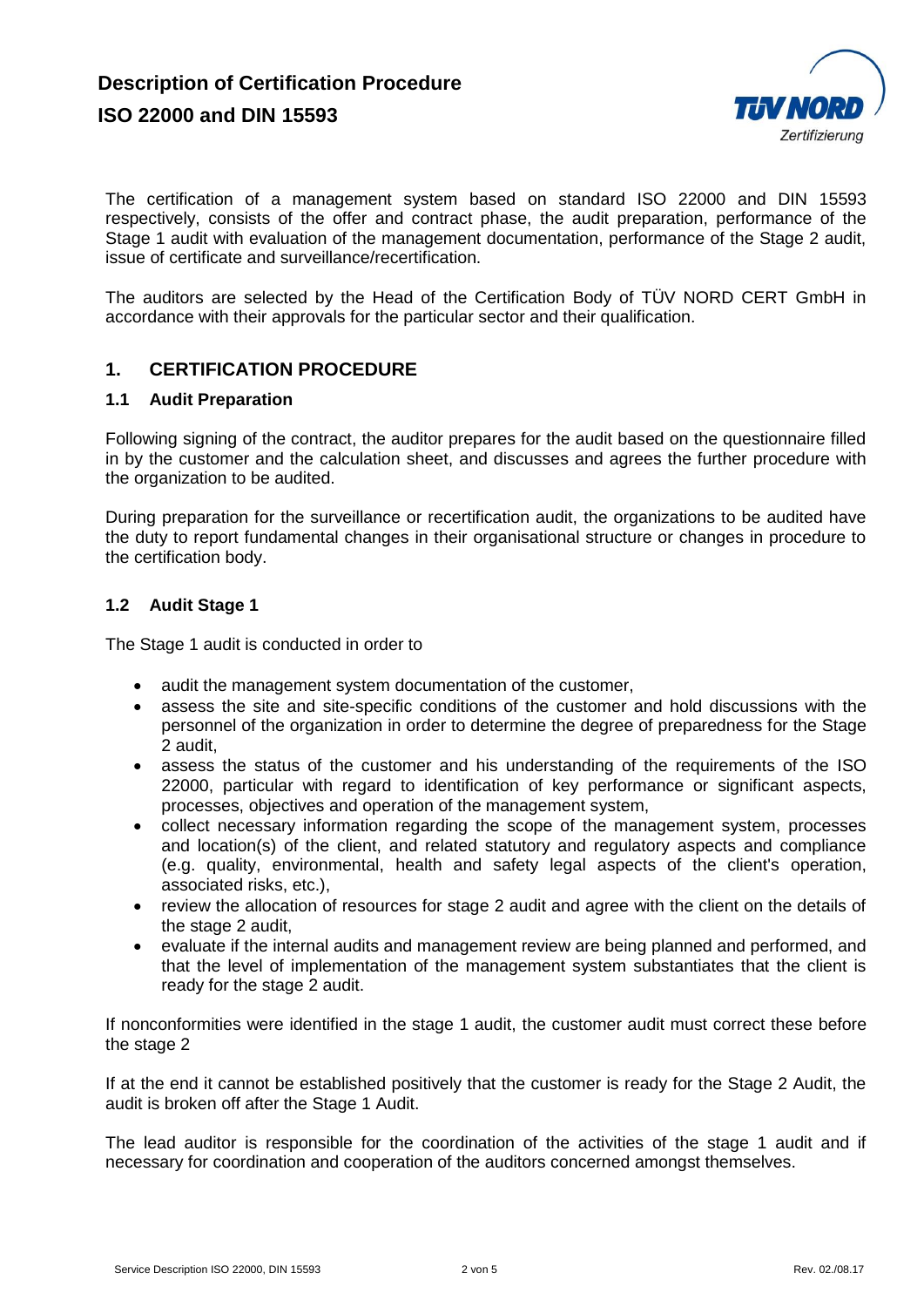# Description of Certification Procedure ISO 22000 and DIN 15593

The certification of a management system based on standard ISO 22000 and DIN 15593 respectively, consists of the offer and contract phase, the audit preparation, performance of the Stage 1 audit with evaluation of the management documentation, performance of the Stage 2 audit, issue of certificate and surveillance/recertification.

The auditors are selected by the Head of the Certification Body of TÜV NORD CERT GmbH in accordance with their approvals for the particular sector and their qualification.

## 1. CERTIFICATION PROCEDURE

### 1.1 Audit Preparation

Following signing of the contract, the auditor prepares for the audit based on the questionnaire filled in by the customer and the calculation sheet, and discusses and agrees the further procedure with the organization to be audited.

During preparation for the surveillance or recertification audit, the organizations to be audited have the duty to report fundamental changes in their organisational structure or changes in procedure to the certification body.

### 1.2 Audit Stage 1

The Stage 1 audit is conducted in order to

- audit the management system documentation of the customer,
- assess the site and site-specific conditions of the customer and hold discussions with the personnel of the organization in order to determine the degree of preparedness for the Stage 2 audit,
- assess the status of the customer and his understanding of the requirements of the ISO 22000, particular with regard to identification of key performance or significant aspects, processes, objectives and operation of the management system,
- collect necessary information regarding the scope of the management system, processes and location(s) of the client, and related statutory and regulatory aspects and compliance (e.g. quality, environmental, health and safety legal aspects of the client's operation, associated risks, etc.),
- review the allocation of resources for stage 2 audit and agree with the client on the details of the stage 2 audit,
- evaluate if the internal audits and management review are being planned and performed, and that the level of implementation of the management system substantiates that the client is ready for the stage 2 audit.

If nonconformities were identified in the stage 1 audit, the customer audit must correct these before the stage 2

If at the end it cannot be established positively that the customer is ready for the Stage 2 Audit, the audit is broken off after the Stage 1 Audit.

The lead auditor is responsible for the coordination of the activities of the stage 1 audit and if necessary for coordination and cooperation of the auditors concerned amongst themselves.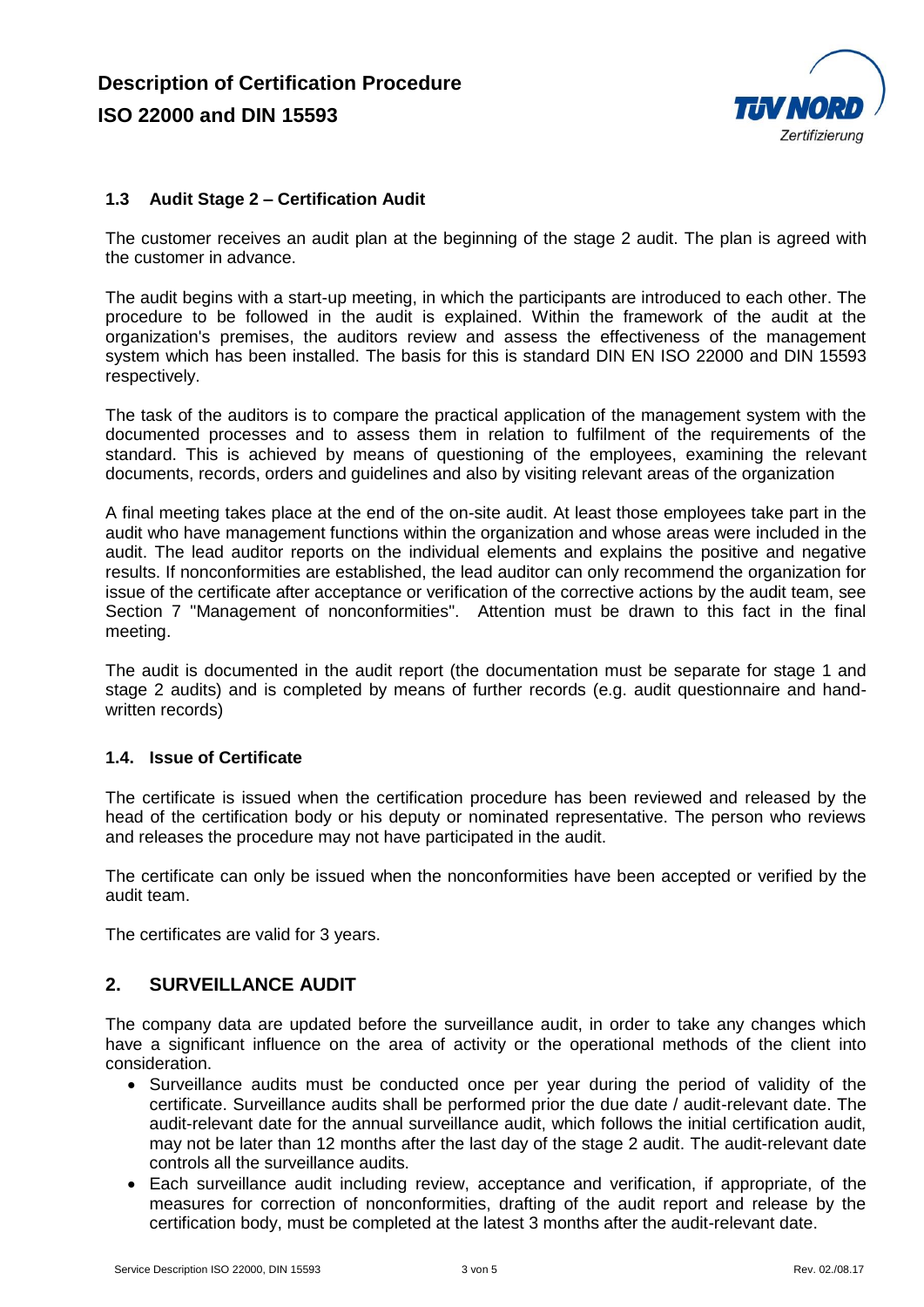### 1.3 Audit Stage 2 – Certification Audit

The customer receives an audit plan at the beginning of the stage 2 audit. The plan is agreed with the customer in advance.

The audit begins with a start-up meeting, in which the participants are introduced to each other. The procedure to be followed in the audit is explained. Within the framework of the audit at the organization's premises, the auditors review and assess the effectiveness of the management system which has been installed. The basis for this is standard DIN EN ISO 22000 and DIN 15593 respectively.

The task of the auditors is to compare the practical application of the management system with the documented processes and to assess them in relation to fulfilment of the requirements of the standard. This is achieved by means of questioning of the employees, examining the relevant documents, records, orders and guidelines and also by visiting relevant areas of the organization

A final meeting takes place at the end of the on-site audit. At least those employees take part in the audit who have management functions within the organization and whose areas were included in the audit. The lead auditor reports on the individual elements and explains the positive and negative results. If nonconformities are established, the lead auditor can only recommend the organization for issue of the certificate after acceptance or verification of the corrective actions by the audit team, see Section 7 "Management of nonconformities". Attention must be drawn to this fact in the final meeting.

The audit is documented in the audit report (the documentation must be separate for stage 1 and stage 2 audits) and is completed by means of further records (e.g. audit questionnaire and hand-written records)

### 1.4. Issue of Certificate

The certificate is issued when the certification procedure has been reviewed and released by the head of the certification body or his deputy or nominated representative. The person who reviews and releases the procedure may not have participated in the audit.

The certificate can only be issued when the nonconformities have been accepted or verified by the audit team.

The certificates are valid for 3 years.

## 2. SURVEILLANCE AUDIT

The company data are updated before the surveillance audit, in order to take any changes which have a significant influence on the area of activity or the operational methods of the client into consideration.

- Surveillance audits must be conducted once per year during the period of validity of the certificate. Surveillance audits shall be performed prior the due date / audit-relevant date. The audit-relevant date for the annual surveillance audit, which follows the initial certification audit, may not be later than 12 months after the last day of the stage 2 audit. The audit-relevant date controls all the surveillance audits.
- Each surveillance audit including review, acceptance and verification, if appropriate, of the measures for correction of nonconformities, drafting of the audit report and release by the certification body, must be completed at the latest 3 months after the audit-relevant date.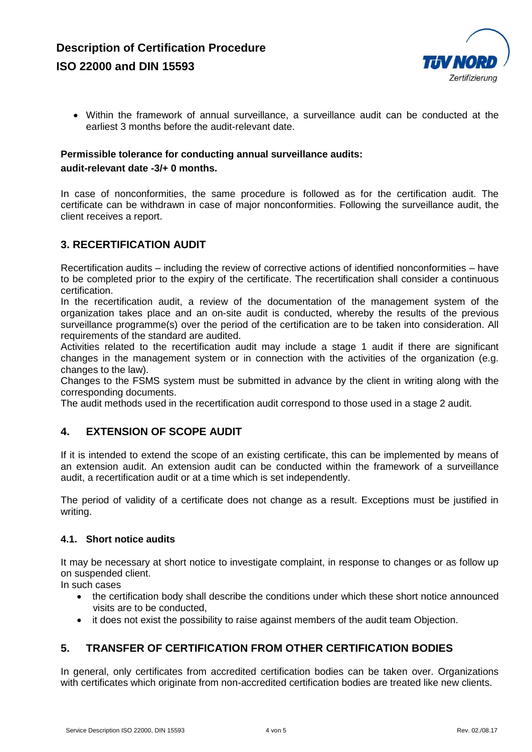- Within the framework of annual surveillance, a surveillance audit can be conducted at the earliest 3 months before the audit-relevant date.

**Permissible tolerance for conducting annual surveillance audits:**
**audit-relevant date -3/+ 0 months.**

In case of nonconformities, the same procedure is followed as for the certification audit. The certificate can be withdrawn in case of major nonconformities. Following the surveillance audit, the client receives a report.

## 3. RECERTIFICATION AUDIT

Recertification audits – including the review of corrective actions of identified nonconformities – have to be completed prior to the expiry of the certificate. The recertification shall consider a continuous certification.
In the recertification audit, a review of the documentation of the management system of the organization takes place and an on-site audit is conducted, whereby the results of the previous surveillance programme(s) over the period of the certification are to be taken into consideration. All requirements of the standard are audited.
Activities related to the recertification audit may include a stage 1 audit if there are significant changes in the management system or in connection with the activities of the organization (e.g. changes to the law).
Changes to the FSMS system must be submitted in advance by the client in writing along with the corresponding documents.
The audit methods used in the recertification audit correspond to those used in a stage 2 audit.

## 4. EXTENSION OF SCOPE AUDIT

If it is intended to extend the scope of an existing certificate, this can be implemented by means of an extension audit. An extension audit can be conducted within the framework of a surveillance audit, a recertification audit or at a time which is set independently.

The period of validity of a certificate does not change as a result. Exceptions must be justified in writing.

### 4.1. Short notice audits

It may be necessary at short notice to investigate complaint, in response to changes or as follow up on suspended client.
In such cases

- the certification body shall describe the conditions under which these short notice announced visits are to be conducted,
- it does not exist the possibility to raise against members of the audit team Objection.

## 5. TRANSFER OF CERTIFICATION FROM OTHER CERTIFICATION BODIES

In general, only certificates from accredited certification bodies can be taken over. Organizations with certificates which originate from non-accredited certification bodies are treated like new clients.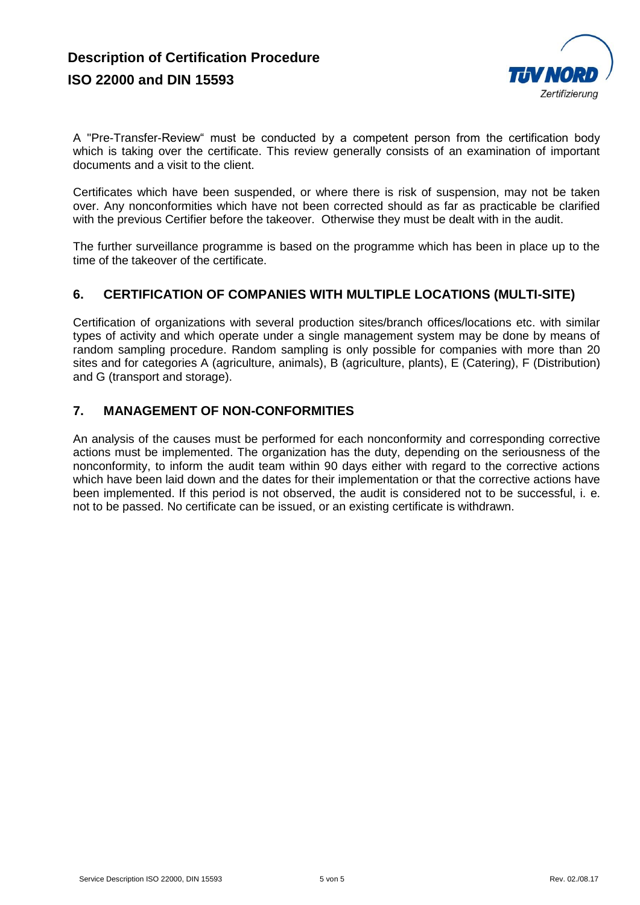A "Pre-Transfer-Review" must be conducted by a competent person from the certification body which is taking over the certificate. This review generally consists of an examination of important documents and a visit to the client.

Certificates which have been suspended, or where there is risk of suspension, may not be taken over. Any nonconformities which have not been corrected should as far as practicable be clarified with the previous Certifier before the takeover. Otherwise they must be dealt with in the audit.

The further surveillance programme is based on the programme which has been in place up to the time of the takeover of the certificate.

## 6. CERTIFICATION OF COMPANIES WITH MULTIPLE LOCATIONS (MULTI-SITE)

Certification of organizations with several production sites/branch offices/locations etc. with similar types of activity and which operate under a single management system may be done by means of random sampling procedure. Random sampling is only possible for companies with more than 20 sites and for categories A (agriculture, animals), B (agriculture, plants), E (Catering), F (Distribution) and G (transport and storage).

## 7. MANAGEMENT OF NON-CONFORMITIES

An analysis of the causes must be performed for each nonconformity and corresponding corrective actions must be implemented. The organization has the duty, depending on the seriousness of the nonconformity, to inform the audit team within 90 days either with regard to the corrective actions which have been laid down and the dates for their implementation or that the corrective actions have been implemented. If this period is not observed, the audit is considered not to be successful, i. e. not to be passed. No certificate can be issued, or an existing certificate is withdrawn.